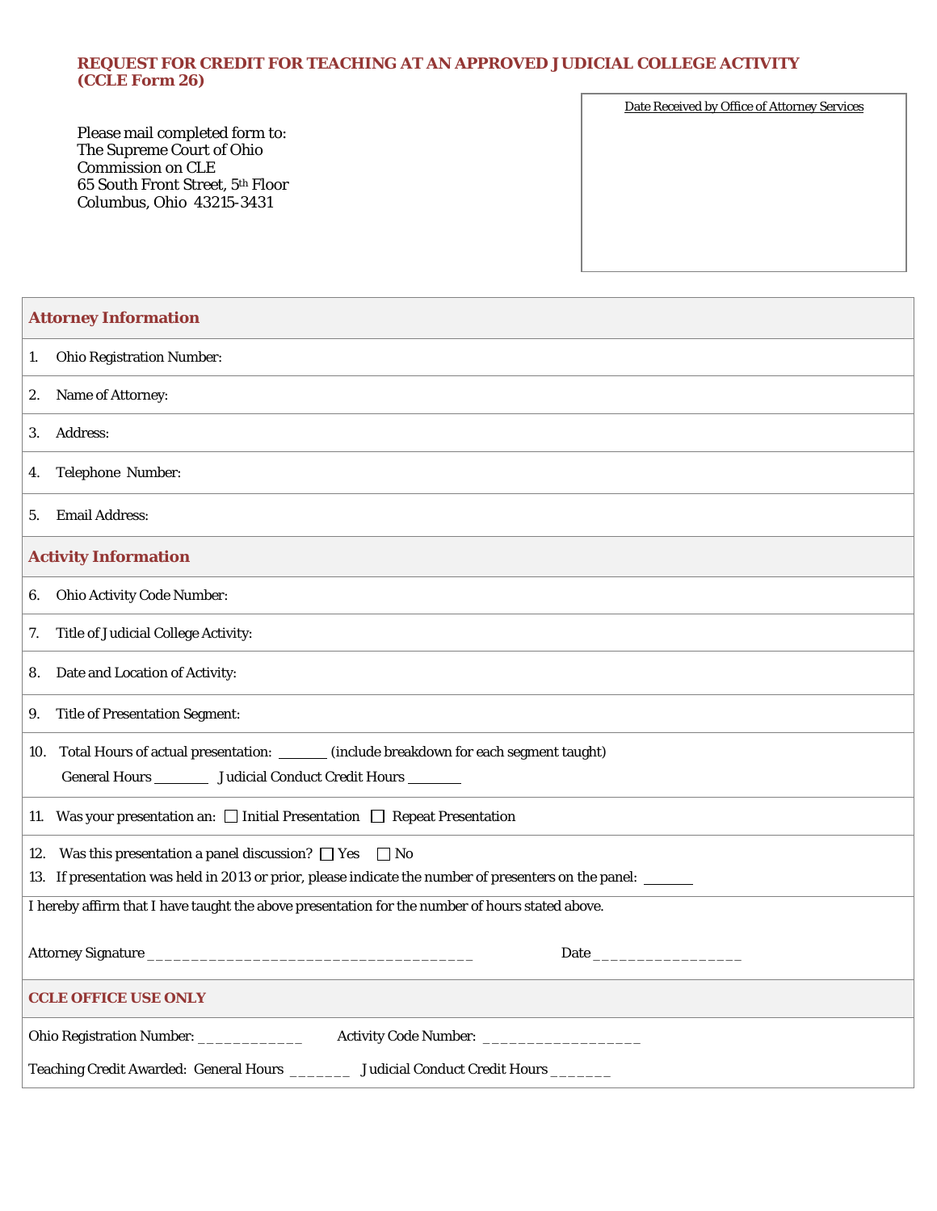# REQUEST FOR CREDIT FOR TEACHING AT AN APPROVED JUDICIAL COLLEGE ACTIVITY (CCLE Form 26)

Please mail completed form to:
The Supreme Court of Ohio
Commission on CLE
65 South Front Street, 5th Floor
Columbus, Ohio 43215-3431

Date Received by Office of Attorney Services

## Attorney Information

1. Ohio Registration Number:
2. Name of Attorney:
3. Address:
4. Telephone Number:
5. Email Address:

## Activity Information

6. Ohio Activity Code Number:
7. Title of Judicial College Activity:
8. Date and Location of Activity:
9. Title of Presentation Segment:
10. Total Hours of actual presentation: _______ (include breakdown for each segment taught)
    General Hours ________ Judicial Conduct Credit Hours ________
11. Was your presentation an: ☐ Initial Presentation ☐ Repeat Presentation
12. Was this presentation a panel discussion? ☐ Yes ☐ No
13. If presentation was held in 2013 or prior, please indicate the number of presenters on the panel: _______

I hereby affirm that I have taught the above presentation for the number of hours stated above.

Attorney Signature _____________________________________ Date ________________

## CCLE OFFICE USE ONLY

Ohio Registration Number: ____________ Activity Code Number: _________________

Teaching Credit Awarded: General Hours _______ Judicial Conduct Credit Hours _______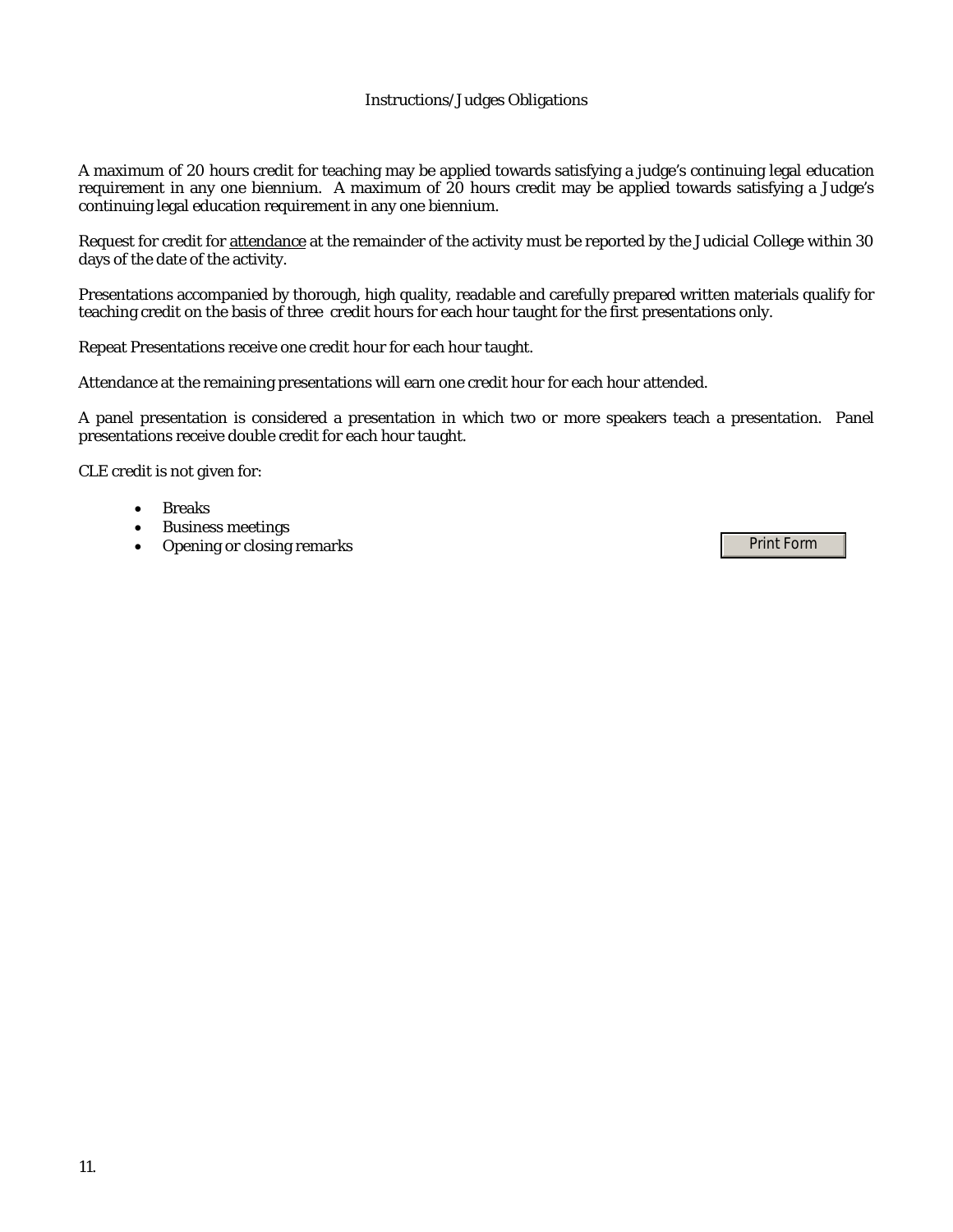## Instructions/Judges Obligations

A maximum of 20 hours credit for teaching may be applied towards satisfying a judge's continuing legal education requirement in any one biennium. A maximum of 20 hours credit may be applied towards satisfying a Judge's continuing legal education requirement in any one biennium.

Request for credit for <u>attendance</u> at the remainder of the activity must be reported by the Judicial College within 30 days of the date of the activity.

Presentations accompanied by thorough, high quality, readable and carefully prepared written materials qualify for teaching credit on the basis of three credit hours for each hour taught for the first presentations only.

Repeat Presentations receive one credit hour for each hour taught.

Attendance at the remaining presentations will earn one credit hour for each hour attended.

A panel presentation is considered a presentation in which two or more speakers teach a presentation. Panel presentations receive double credit for each hour taught.

CLE credit is not given for:

- Breaks
- Business meetings
- Opening or closing remarks

Print Form